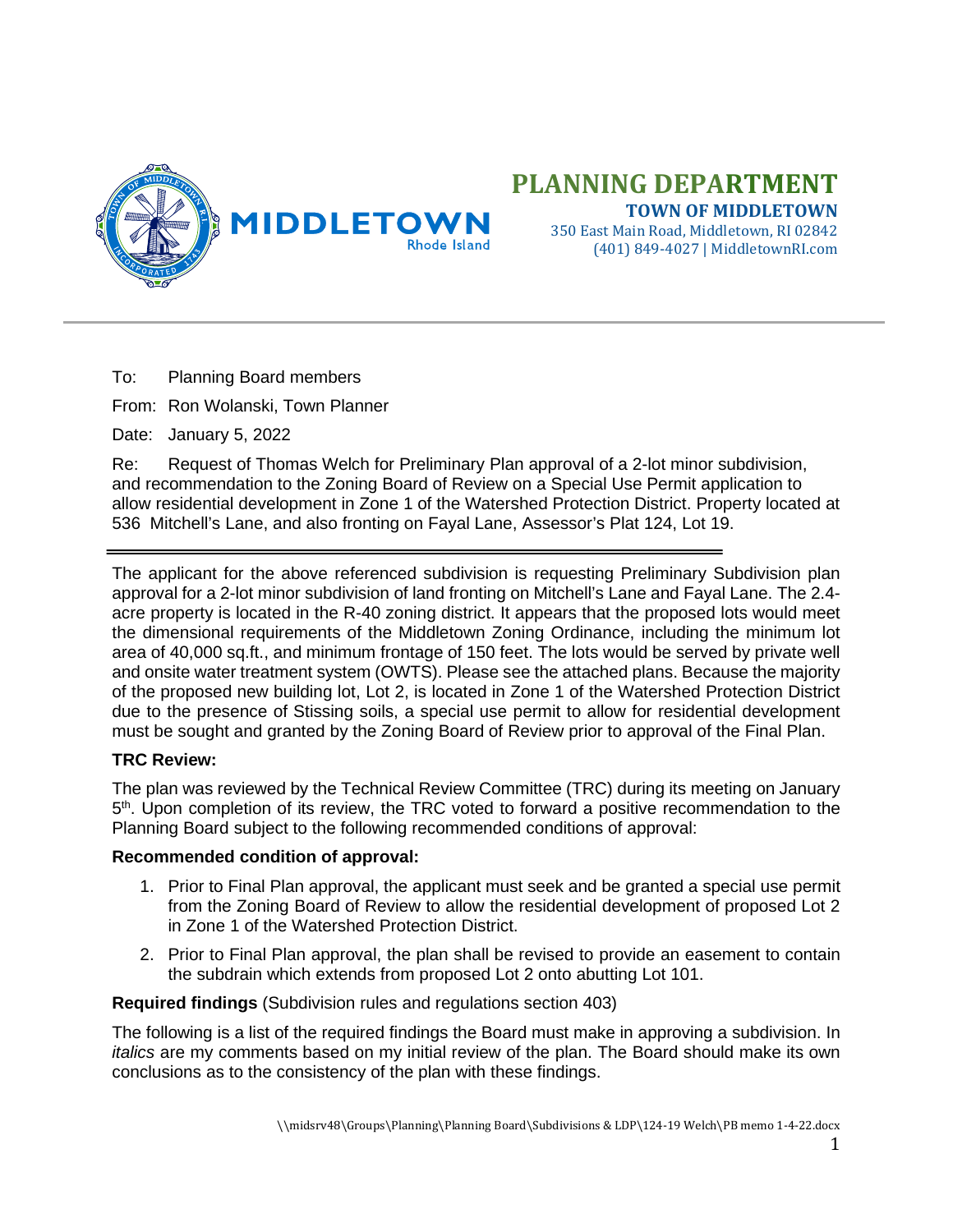# PLANNING DEPARTMENT

**TOWN OF MIDDLETOWN**
350 East Main Road, Middletown, RI 02842
(401) 849-4027 | MiddletownRI.com

To: Planning Board members

From: Ron Wolanski, Town Planner

Date: January 5, 2022

Re: Request of Thomas Welch for Preliminary Plan approval of a 2-lot minor subdivision, and recommendation to the Zoning Board of Review on a Special Use Permit application to allow residential development in Zone 1 of the Watershed Protection District. Property located at 536 Mitchell's Lane, and also fronting on Fayal Lane, Assessor's Plat 124, Lot 19.

---

The applicant for the above referenced subdivision is requesting Preliminary Subdivision plan approval for a 2-lot minor subdivision of land fronting on Mitchell's Lane and Fayal Lane. The 2.4-acre property is located in the R-40 zoning district. It appears that the proposed lots would meet the dimensional requirements of the Middletown Zoning Ordinance, including the minimum lot area of 40,000 sq.ft., and minimum frontage of 150 feet. The lots would be served by private well and onsite water treatment system (OWTS). Please see the attached plans. Because the majority of the proposed new building lot, Lot 2, is located in Zone 1 of the Watershed Protection District due to the presence of Stissing soils, a special use permit to allow for residential development must be sought and granted by the Zoning Board of Review prior to approval of the Final Plan.

**TRC Review:**

The plan was reviewed by the Technical Review Committee (TRC) during its meeting on January 5th. Upon completion of its review, the TRC voted to forward a positive recommendation to the Planning Board subject to the following recommended conditions of approval:

**Recommended condition of approval:**

1. Prior to Final Plan approval, the applicant must seek and be granted a special use permit from the Zoning Board of Review to allow the residential development of proposed Lot 2 in Zone 1 of the Watershed Protection District.
2. Prior to Final Plan approval, the plan shall be revised to provide an easement to contain the subdrain which extends from proposed Lot 2 onto abutting Lot 101.

**Required findings** (Subdivision rules and regulations section 403)

The following is a list of the required findings the Board must make in approving a subdivision. In *italics* are my comments based on my initial review of the plan. The Board should make its own conclusions as to the consistency of the plan with these findings.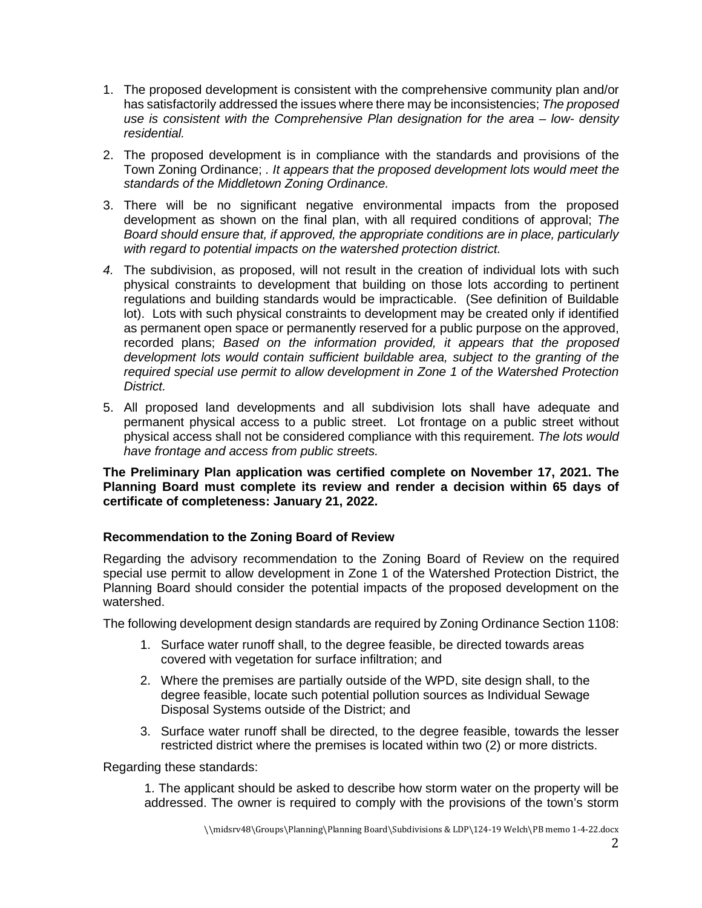1. The proposed development is consistent with the comprehensive community plan and/or has satisfactorily addressed the issues where there may be inconsistencies; *The proposed use is consistent with the Comprehensive Plan designation for the area – low- density residential.*

2. The proposed development is in compliance with the standards and provisions of the Town Zoning Ordinance; . *It appears that the proposed development lots would meet the standards of the Middletown Zoning Ordinance.*

3. There will be no significant negative environmental impacts from the proposed development as shown on the final plan, with all required conditions of approval; *The Board should ensure that, if approved, the appropriate conditions are in place, particularly with regard to potential impacts on the watershed protection district.*

4. The subdivision, as proposed, will not result in the creation of individual lots with such physical constraints to development that building on those lots according to pertinent regulations and building standards would be impracticable. (See definition of Buildable lot). Lots with such physical constraints to development may be created only if identified as permanent open space or permanently reserved for a public purpose on the approved, recorded plans; *Based on the information provided, it appears that the proposed development lots would contain sufficient buildable area, subject to the granting of the required special use permit to allow development in Zone 1 of the Watershed Protection District.*

5. All proposed land developments and all subdivision lots shall have adequate and permanent physical access to a public street. Lot frontage on a public street without physical access shall not be considered compliance with this requirement. *The lots would have frontage and access from public streets.*

**The Preliminary Plan application was certified complete on November 17, 2021. The Planning Board must complete its review and render a decision within 65 days of certificate of completeness: January 21, 2022.**

### Recommendation to the Zoning Board of Review

Regarding the advisory recommendation to the Zoning Board of Review on the required special use permit to allow development in Zone 1 of the Watershed Protection District, the Planning Board should consider the potential impacts of the proposed development on the watershed.

The following development design standards are required by Zoning Ordinance Section 1108:

1. Surface water runoff shall, to the degree feasible, be directed towards areas covered with vegetation for surface infiltration; and

2. Where the premises are partially outside of the WPD, site design shall, to the degree feasible, locate such potential pollution sources as Individual Sewage Disposal Systems outside of the District; and

3. Surface water runoff shall be directed, to the degree feasible, towards the lesser restricted district where the premises is located within two (2) or more districts.

Regarding these standards:

1. The applicant should be asked to describe how storm water on the property will be addressed. The owner is required to comply with the provisions of the town's storm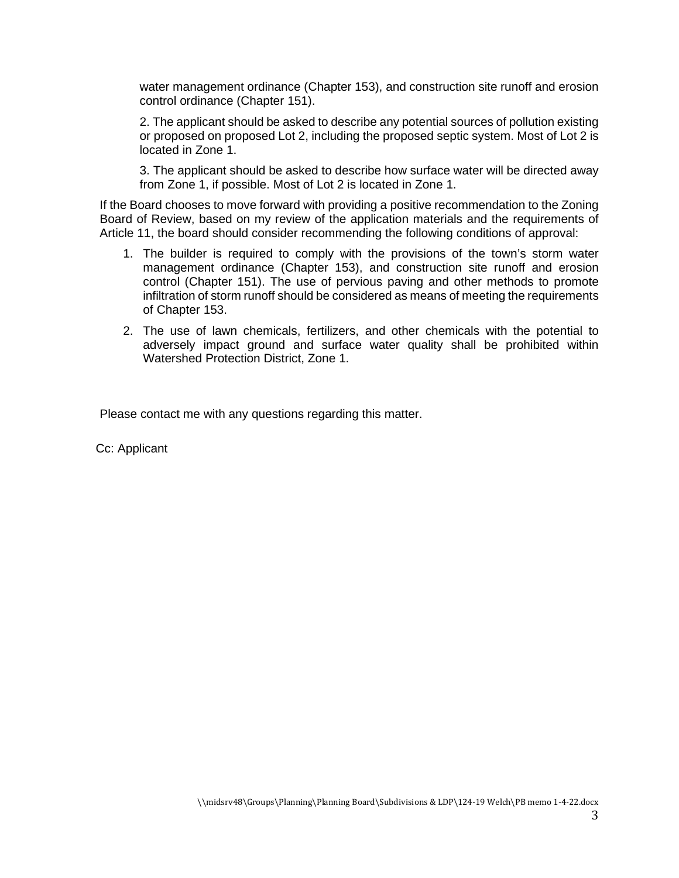water management ordinance (Chapter 153), and construction site runoff and erosion control ordinance (Chapter 151).

2. The applicant should be asked to describe any potential sources of pollution existing or proposed on proposed Lot 2, including the proposed septic system. Most of Lot 2 is located in Zone 1.

3. The applicant should be asked to describe how surface water will be directed away from Zone 1, if possible. Most of Lot 2 is located in Zone 1.

If the Board chooses to move forward with providing a positive recommendation to the Zoning Board of Review, based on my review of the application materials and the requirements of Article 11, the board should consider recommending the following conditions of approval:

1. The builder is required to comply with the provisions of the town's storm water management ordinance (Chapter 153), and construction site runoff and erosion control (Chapter 151). The use of pervious paving and other methods to promote infiltration of storm runoff should be considered as means of meeting the requirements of Chapter 153.
2. The use of lawn chemicals, fertilizers, and other chemicals with the potential to adversely impact ground and surface water quality shall be prohibited within Watershed Protection District, Zone 1.

Please contact me with any questions regarding this matter.

Cc: Applicant

\\midsrv48\Groups\Planning\Planning Board\Subdivisions & LDP\124-19 Welch\PB memo 1-4-22.docx